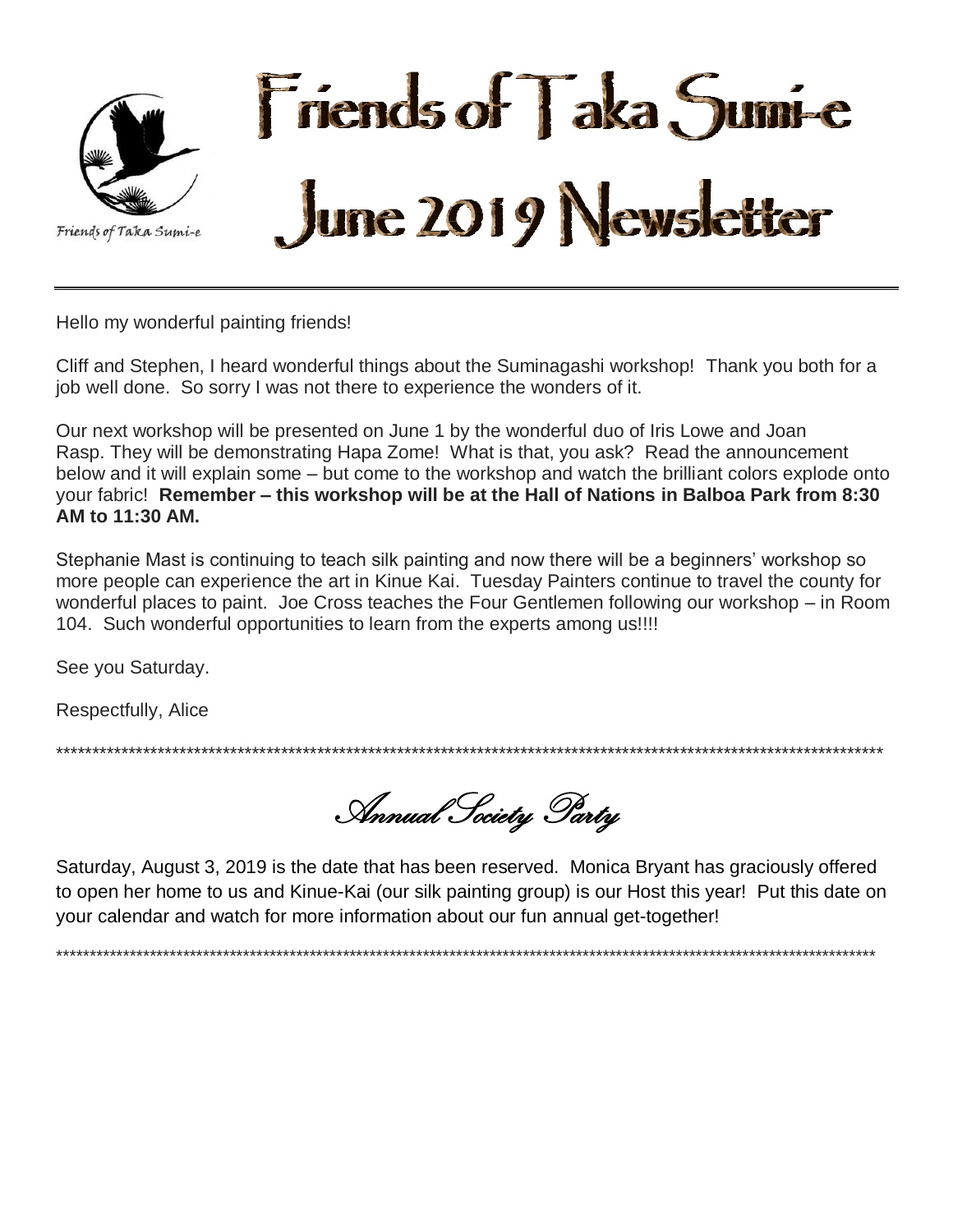Friends of Taka Sumi-e

# Friends of Taka Sumi-e June 2019 Newsletter

---

Hello my wonderful painting friends!

Cliff and Stephen, I heard wonderful things about the Suminagashi workshop! Thank you both for a job well done. So sorry I was not there to experience the wonders of it.

Our next workshop will be presented on June 1 by the wonderful duo of Iris Lowe and Joan Rasp. They will be demonstrating Hapa Zome! What is that, you ask? Read the announcement below and it will explain some – but come to the workshop and watch the brilliant colors explode onto your fabric! **Remember – this workshop will be at the Hall of Nations in Balboa Park from 8:30 AM to 11:30 AM.**

Stephanie Mast is continuing to teach silk painting and now there will be a beginners' workshop so more people can experience the art in Kinue Kai. Tuesday Painters continue to travel the county for wonderful places to paint. Joe Cross teaches the Four Gentlemen following our workshop – in Room 104. Such wonderful opportunities to learn from the experts among us!!!!

See you Saturday.

Respectfully, Alice

*****************************************************************************************************************************

## Annual Society Party

Saturday, August 3, 2019 is the date that has been reserved. Monica Bryant has graciously offered to open her home to us and Kinue-Kai (our silk painting group) is our Host this year! Put this date on your calendar and watch for more information about our fun annual get-together!

*****************************************************************************************************************************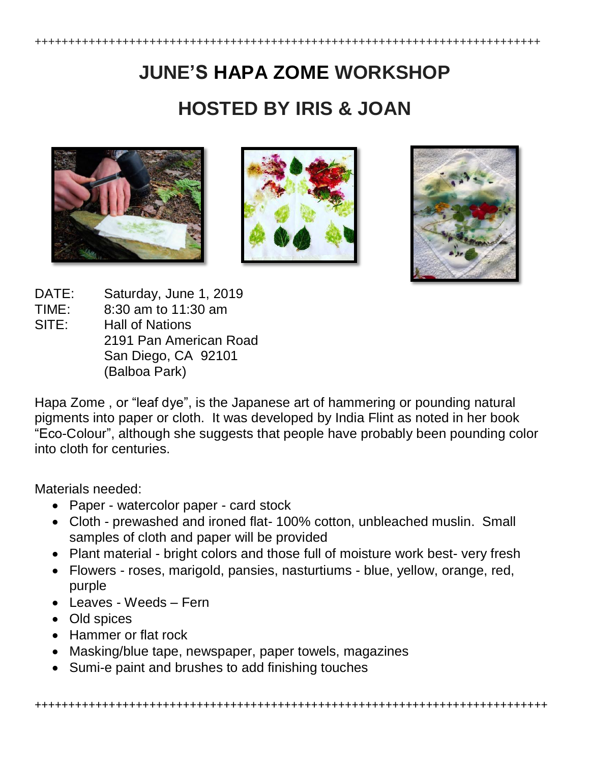# JUNE'S HAPA ZOME WORKSHOP

## HOSTED BY IRIS & JOAN

DATE: Saturday, June 1, 2019
TIME: 8:30 am to 11:30 am
SITE: Hall of Nations
2191 Pan American Road
San Diego, CA 92101
(Balboa Park)

Hapa Zome , or "leaf dye", is the Japanese art of hammering or pounding natural pigments into paper or cloth. It was developed by India Flint as noted in her book "Eco-Colour", although she suggests that people have probably been pounding color into cloth for centuries.

Materials needed:

- Paper - watercolor paper - card stock
- Cloth - prewashed and ironed flat- 100% cotton, unbleached muslin. Small samples of cloth and paper will be provided
- Plant material - bright colors and those full of moisture work best- very fresh
- Flowers - roses, marigold, pansies, nasturtiums - blue, yellow, orange, red, purple
- Leaves - Weeds – Fern
- Old spices
- Hammer or flat rock
- Masking/blue tape, newspaper, paper towels, magazines
- Sumi-e paint and brushes to add finishing touches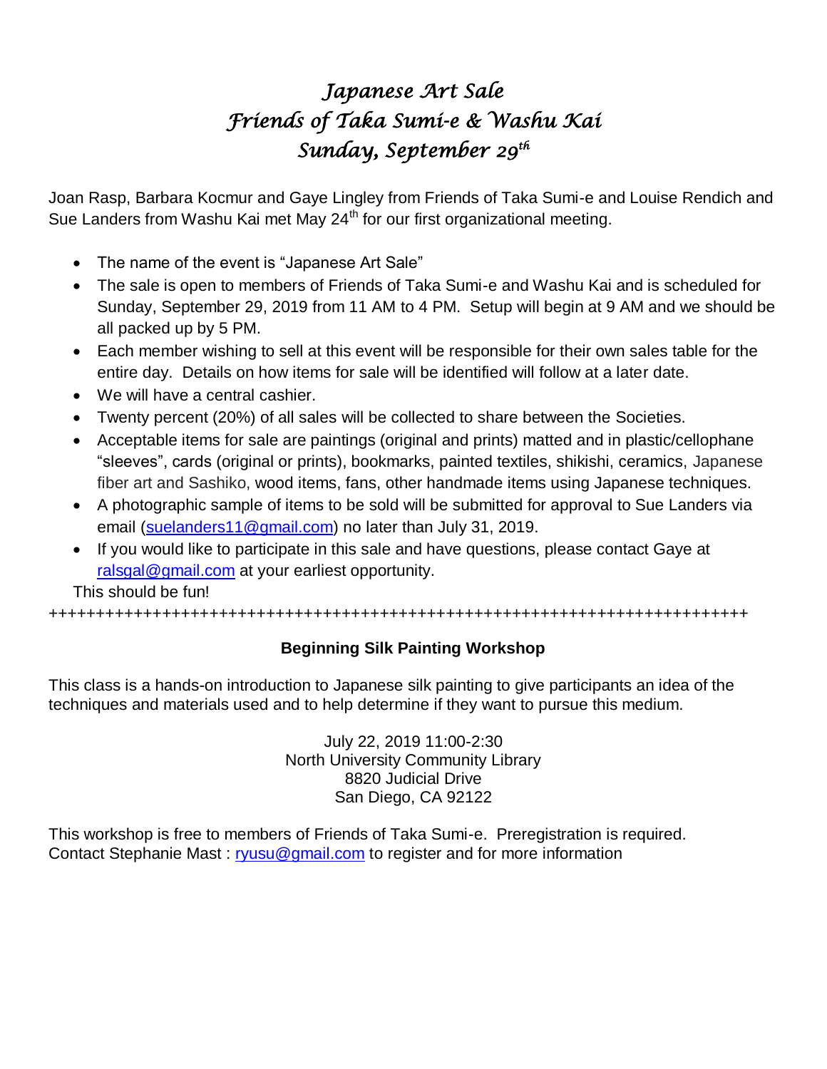# *Japanese Art Sale*
# *Friends of Taka Sumi-e & Washu Kai*
# *Sunday, September 29th*

Joan Rasp, Barbara Kocmur and Gaye Lingley from Friends of Taka Sumi-e and Louise Rendich and Sue Landers from Washu Kai met May 24th for our first organizational meeting.

- The name of the event is "Japanese Art Sale"
- The sale is open to members of Friends of Taka Sumi-e and Washu Kai and is scheduled for Sunday, September 29, 2019 from 11 AM to 4 PM. Setup will begin at 9 AM and we should be all packed up by 5 PM.
- Each member wishing to sell at this event will be responsible for their own sales table for the entire day. Details on how items for sale will be identified will follow at a later date.
- We will have a central cashier.
- Twenty percent (20%) of all sales will be collected to share between the Societies.
- Acceptable items for sale are paintings (original and prints) matted and in plastic/cellophane "sleeves", cards (original or prints), bookmarks, painted textiles, shikishi, ceramics, Japanese fiber art and Sashiko, wood items, fans, other handmade items using Japanese techniques.
- A photographic sample of items to be sold will be submitted for approval to Sue Landers via email (suelanders11@gmail.com) no later than July 31, 2019.
- If you would like to participate in this sale and have questions, please contact Gaye at ralsgal@gmail.com at your earliest opportunity.

This should be fun!

++++++++++++++++++++++++++++++++++++++++++++++++++++++++++++++++++++++++++++

**Beginning Silk Painting Workshop**

This class is a hands-on introduction to Japanese silk painting to give participants an idea of the techniques and materials used and to help determine if they want to pursue this medium.

July 22, 2019 11:00-2:30
North University Community Library
8820 Judicial Drive
San Diego, CA 92122

This workshop is free to members of Friends of Taka Sumi-e. Preregistration is required.
Contact Stephanie Mast : ryusu@gmail.com to register and for more information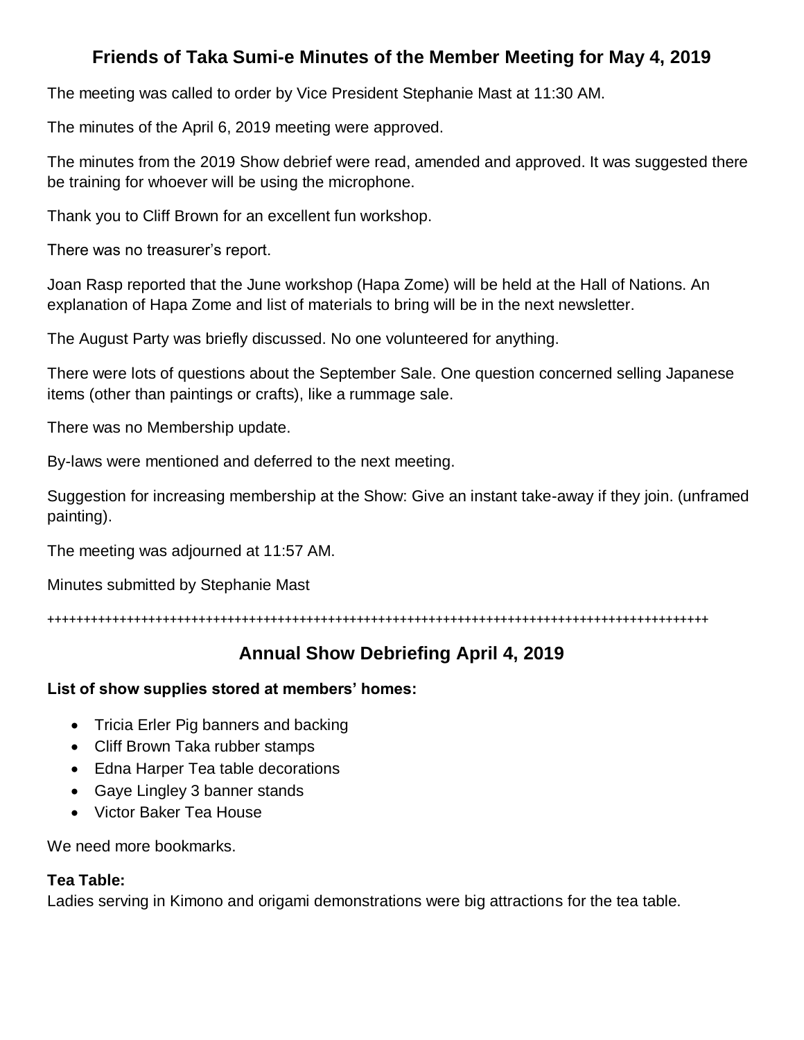## Friends of Taka Sumi-e Minutes of the Member Meeting for May 4, 2019

The meeting was called to order by Vice President Stephanie Mast at 11:30 AM.

The minutes of the April 6, 2019 meeting were approved.

The minutes from the 2019 Show debrief were read, amended and approved. It was suggested there be training for whoever will be using the microphone.

Thank you to Cliff Brown for an excellent fun workshop.

There was no treasurer's report.

Joan Rasp reported that the June workshop (Hapa Zome) will be held at the Hall of Nations. An explanation of Hapa Zome and list of materials to bring will be in the next newsletter.

The August Party was briefly discussed. No one volunteered for anything.

There were lots of questions about the September Sale. One question concerned selling Japanese items (other than paintings or crafts), like a rummage sale.

There was no Membership update.

By-laws were mentioned and deferred to the next meeting.

Suggestion for increasing membership at the Show: Give an instant take-away if they join. (unframed painting).

The meeting was adjourned at 11:57 AM.

Minutes submitted by Stephanie Mast

++++++++++++++++++++++++++++++++++++++++++++++++++++++++++++++++++++++++++++++++++++++++++++++

## Annual Show Debriefing April 4, 2019

**List of show supplies stored at members' homes:**

- Tricia Erler Pig banners and backing
- Cliff Brown Taka rubber stamps
- Edna Harper Tea table decorations
- Gaye Lingley 3 banner stands
- Victor Baker Tea House

We need more bookmarks.

**Tea Table:**
Ladies serving in Kimono and origami demonstrations were big attractions for the tea table.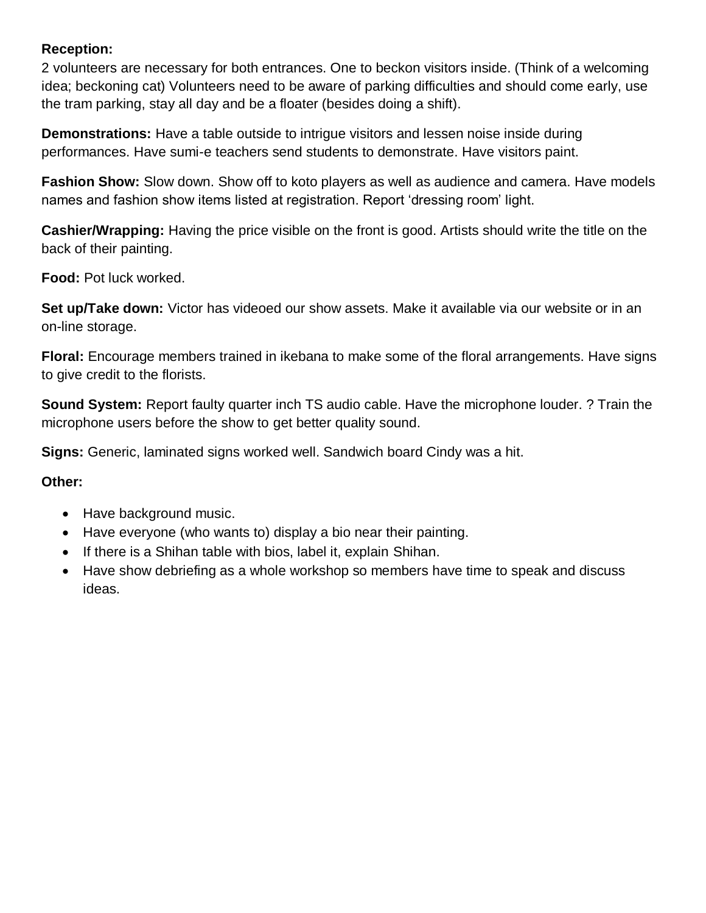**Reception:**
2 volunteers are necessary for both entrances. One to beckon visitors inside. (Think of a welcoming idea; beckoning cat) Volunteers need to be aware of parking difficulties and should come early, use the tram parking, stay all day and be a floater (besides doing a shift).

**Demonstrations:** Have a table outside to intrigue visitors and lessen noise inside during performances. Have sumi-e teachers send students to demonstrate. Have visitors paint.

**Fashion Show:** Slow down. Show off to koto players as well as audience and camera. Have models names and fashion show items listed at registration. Report 'dressing room' light.

**Cashier/Wrapping:** Having the price visible on the front is good. Artists should write the title on the back of their painting.

**Food:** Pot luck worked.

**Set up/Take down:** Victor has videoed our show assets. Make it available via our website or in an on-line storage.

**Floral:** Encourage members trained in ikebana to make some of the floral arrangements. Have signs to give credit to the florists.

**Sound System:** Report faulty quarter inch TS audio cable. Have the microphone louder. ? Train the microphone users before the show to get better quality sound.

**Signs:** Generic, laminated signs worked well. Sandwich board Cindy was a hit.

**Other:**

- Have background music.
- Have everyone (who wants to) display a bio near their painting.
- If there is a Shihan table with bios, label it, explain Shihan.
- Have show debriefing as a whole workshop so members have time to speak and discuss ideas.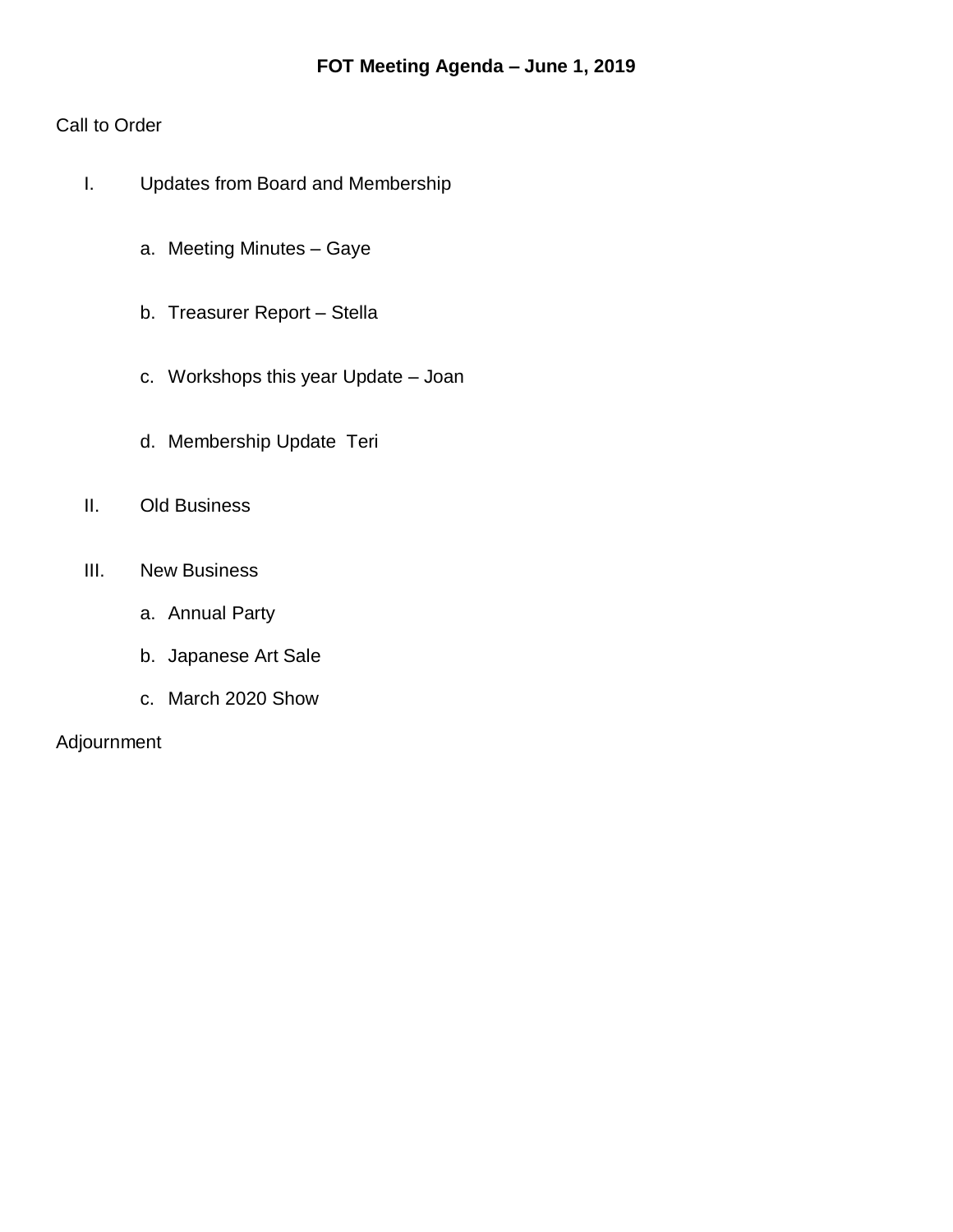# FOT Meeting Agenda – June 1, 2019

Call to Order

I. Updates from Board and Membership

   a. Meeting Minutes – Gaye

   b. Treasurer Report – Stella

   c. Workshops this year Update – Joan

   d. Membership Update  Teri

II. Old Business

III. New Business

   a. Annual Party

   b. Japanese Art Sale

   c. March 2020 Show

Adjournment